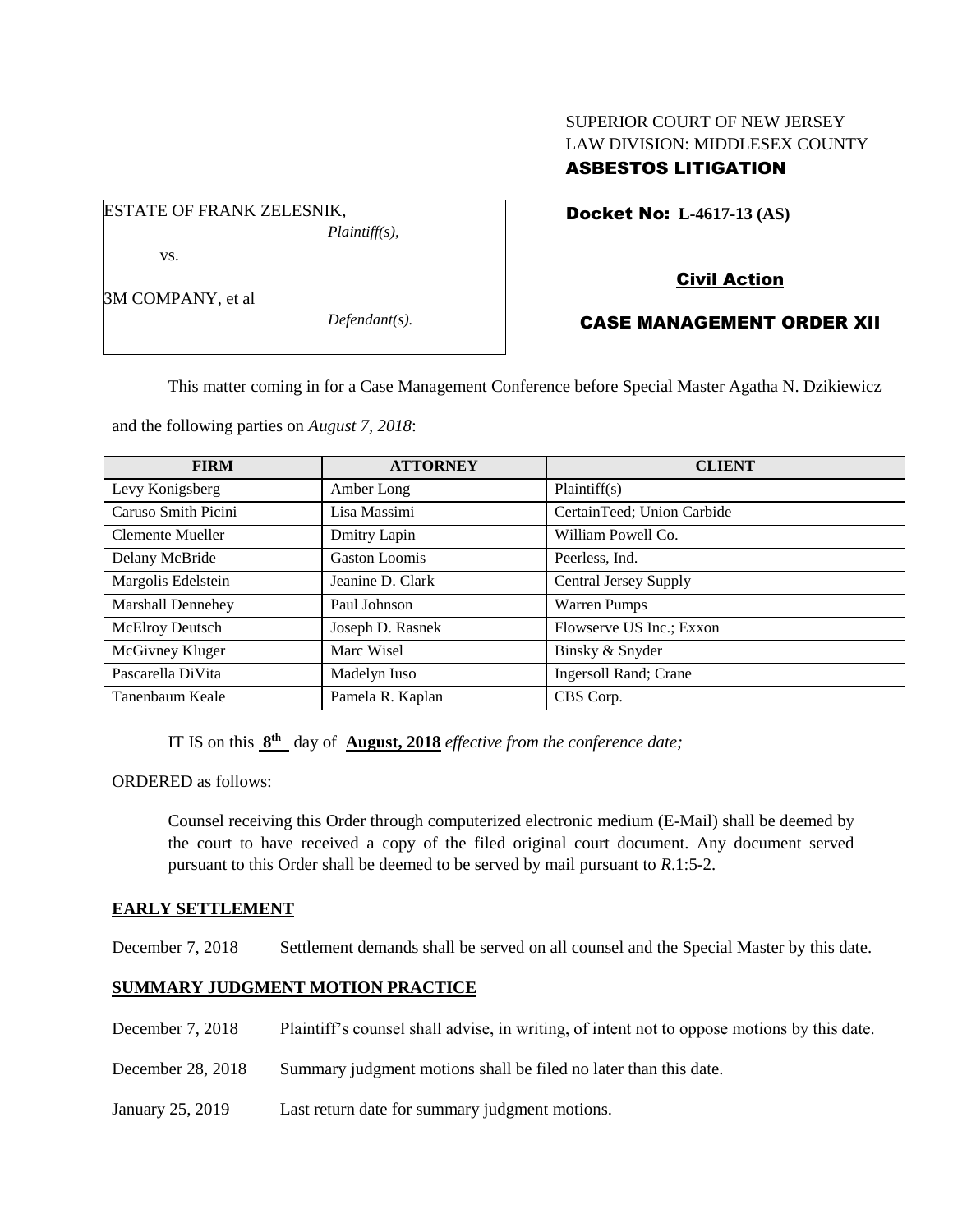SUPERIOR COURT OF NEW JERSEY
LAW DIVISION: MIDDLESEX COUNTY
**ASBESTOS LITIGATION**

ESTATE OF FRANK ZELESNIK,
*Plaintiff(s),*

vs.

3M COMPANY, et al
*Defendant(s).*

**Docket No: L-4617-13 (AS)**

**Civil Action**

**CASE MANAGEMENT ORDER XII**

This matter coming in for a Case Management Conference before Special Master Agatha N. Dzikiewicz and the following parties on ***August 7, 2018***:

| FIRM | ATTORNEY | CLIENT |
|---|---|---|
| Levy Konigsberg | Amber Long | Plaintiff(s) |
| Caruso Smith Picini | Lisa Massimi | CertainTeed; Union Carbide |
| Clemente Mueller | Dmitry Lapin | William Powell Co. |
| Delany McBride | Gaston Loomis | Peerless, Ind. |
| Margolis Edelstein | Jeanine D. Clark | Central Jersey Supply |
| Marshall Dennehey | Paul Johnson | Warren Pumps |
| McElroy Deutsch | Joseph D. Rasnek | Flowserve US Inc.; Exxon |
| McGivney Kluger | Marc Wisel | Binsky & Snyder |
| Pascarella DiVita | Madelyn Iuso | Ingersoll Rand; Crane |
| Tanenbaum Keale | Pamela R. Kaplan | CBS Corp. |

IT IS on this **8th** day of **August, 2018** *effective from the conference date;*

ORDERED as follows:

Counsel receiving this Order through computerized electronic medium (E-Mail) shall be deemed by the court to have received a copy of the filed original court document. Any document served pursuant to this Order shall be deemed to be served by mail pursuant to *R*.1:5-2.

**EARLY SETTLEMENT**

December 7, 2018 Settlement demands shall be served on all counsel and the Special Master by this date.

**SUMMARY JUDGMENT MOTION PRACTICE**

December 7, 2018 Plaintiff's counsel shall advise, in writing, of intent not to oppose motions by this date.

December 28, 2018 Summary judgment motions shall be filed no later than this date.

January 25, 2019 Last return date for summary judgment motions.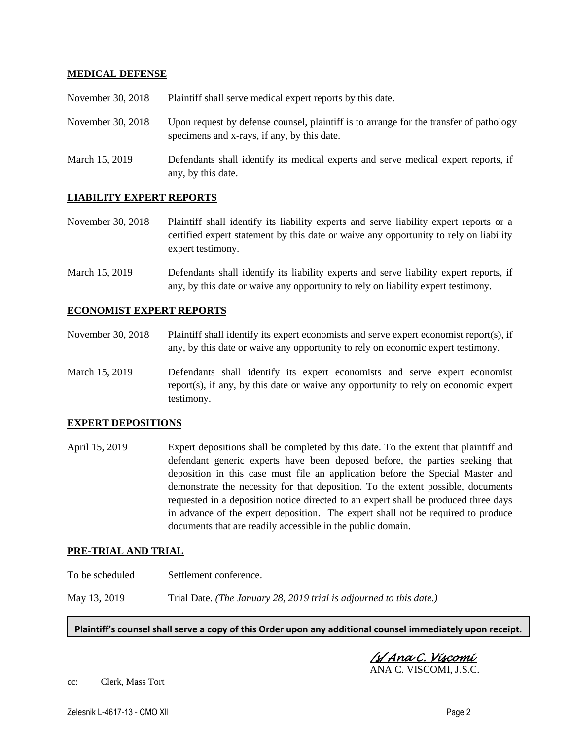**MEDICAL DEFENSE**

| | |
|---|---|
| November 30, 2018 | Plaintiff shall serve medical expert reports by this date. |
| November 30, 2018 | Upon request by defense counsel, plaintiff is to arrange for the transfer of pathology specimens and x-rays, if any, by this date. |
| March 15, 2019 | Defendants shall identify its medical experts and serve medical expert reports, if any, by this date. |

**LIABILITY EXPERT REPORTS**

| | |
|---|---|
| November 30, 2018 | Plaintiff shall identify its liability experts and serve liability expert reports or a certified expert statement by this date or waive any opportunity to rely on liability expert testimony. |
| March 15, 2019 | Defendants shall identify its liability experts and serve liability expert reports, if any, by this date or waive any opportunity to rely on liability expert testimony. |

**ECONOMIST EXPERT REPORTS**

| | |
|---|---|
| November 30, 2018 | Plaintiff shall identify its expert economists and serve expert economist report(s), if any, by this date or waive any opportunity to rely on economic expert testimony. |
| March 15, 2019 | Defendants shall identify its expert economists and serve expert economist report(s), if any, by this date or waive any opportunity to rely on economic expert testimony. |

**EXPERT DEPOSITIONS**

| | |
|---|---|
| April 15, 2019 | Expert depositions shall be completed by this date. To the extent that plaintiff and defendant generic experts have been deposed before, the parties seeking that deposition in this case must file an application before the Special Master and demonstrate the necessity for that deposition. To the extent possible, documents requested in a deposition notice directed to an expert shall be produced three days in advance of the expert deposition. The expert shall not be required to produce documents that are readily accessible in the public domain. |

**PRE-TRIAL AND TRIAL**

| | |
|---|---|
| To be scheduled | Settlement conference. |
| May 13, 2019 | Trial Date. *(The January 28, 2019 trial is adjourned to this date.)* |

**Plaintiff's counsel shall serve a copy of this Order upon any additional counsel immediately upon receipt.**

*/s/ Ana C. Viscomi*
ANA C. VISCOMI, J.S.C.

cc: Clerk, Mass Tort